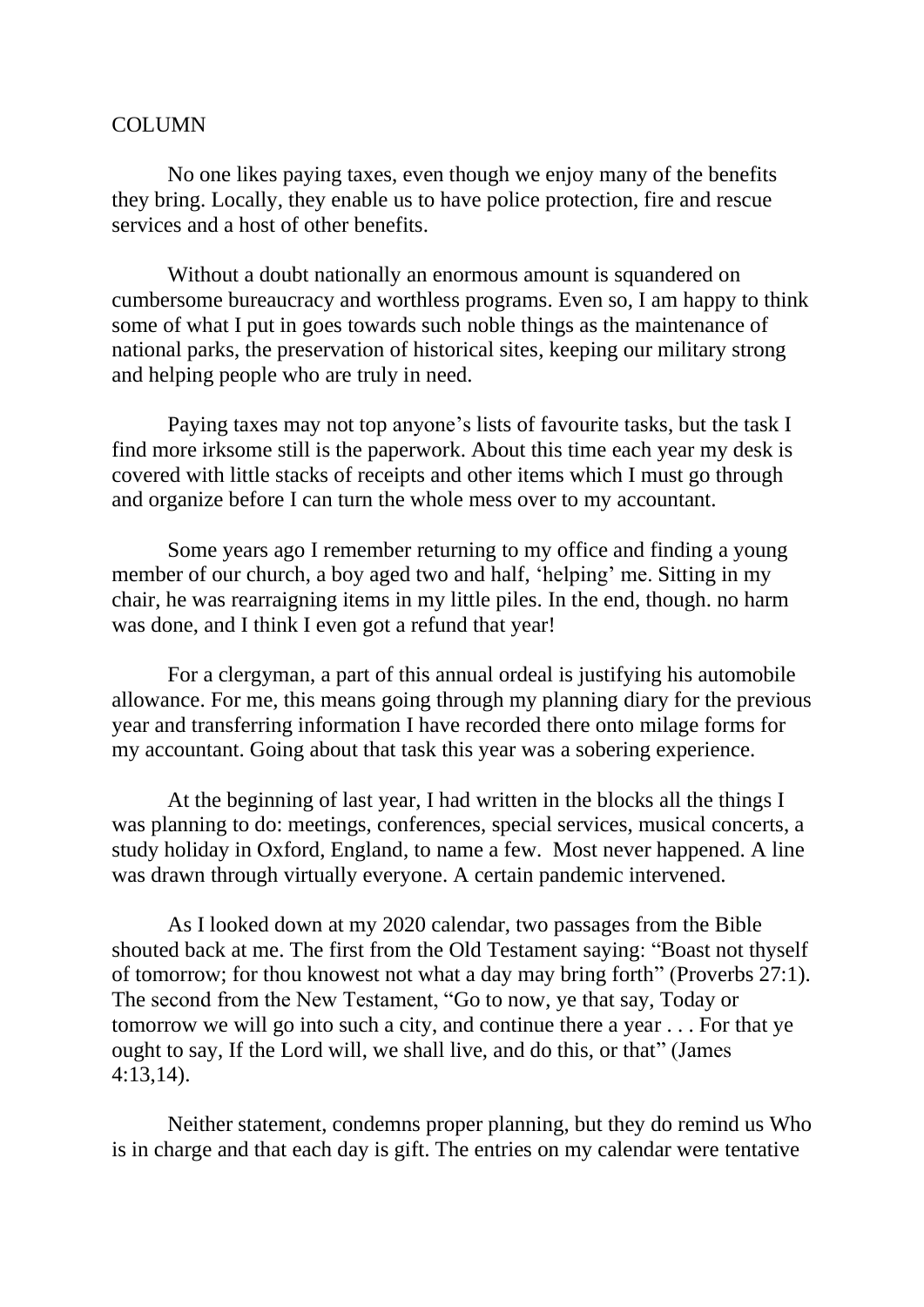COLUMN

No one likes paying taxes, even though we enjoy many of the benefits they bring. Locally, they enable us to have police protection, fire and rescue services and a host of other benefits.

Without a doubt nationally an enormous amount is squandered on cumbersome bureaucracy and worthless programs. Even so, I am happy to think some of what I put in goes towards such noble things as the maintenance of national parks, the preservation of historical sites, keeping our military strong and helping people who are truly in need.

Paying taxes may not top anyone's lists of favourite tasks, but the task I find more irksome still is the paperwork. About this time each year my desk is covered with little stacks of receipts and other items which I must go through and organize before I can turn the whole mess over to my accountant.

Some years ago I remember returning to my office and finding a young member of our church, a boy aged two and half, 'helping' me. Sitting in my chair, he was rearraigning items in my little piles. In the end, though. no harm was done, and I think I even got a refund that year!

For a clergyman, a part of this annual ordeal is justifying his automobile allowance. For me, this means going through my planning diary for the previous year and transferring information I have recorded there onto milage forms for my accountant. Going about that task this year was a sobering experience.

At the beginning of last year, I had written in the blocks all the things I was planning to do: meetings, conferences, special services, musical concerts, a study holiday in Oxford, England, to name a few. Most never happened. A line was drawn through virtually everyone. A certain pandemic intervened.

As I looked down at my 2020 calendar, two passages from the Bible shouted back at me. The first from the Old Testament saying: "Boast not thyself of tomorrow; for thou knowest not what a day may bring forth" (Proverbs 27:1). The second from the New Testament, "Go to now, ye that say, Today or tomorrow we will go into such a city, and continue there a year . . . For that ye ought to say, If the Lord will, we shall live, and do this, or that" (James 4:13,14).

Neither statement, condemns proper planning, but they do remind us Who is in charge and that each day is gift. The entries on my calendar were tentative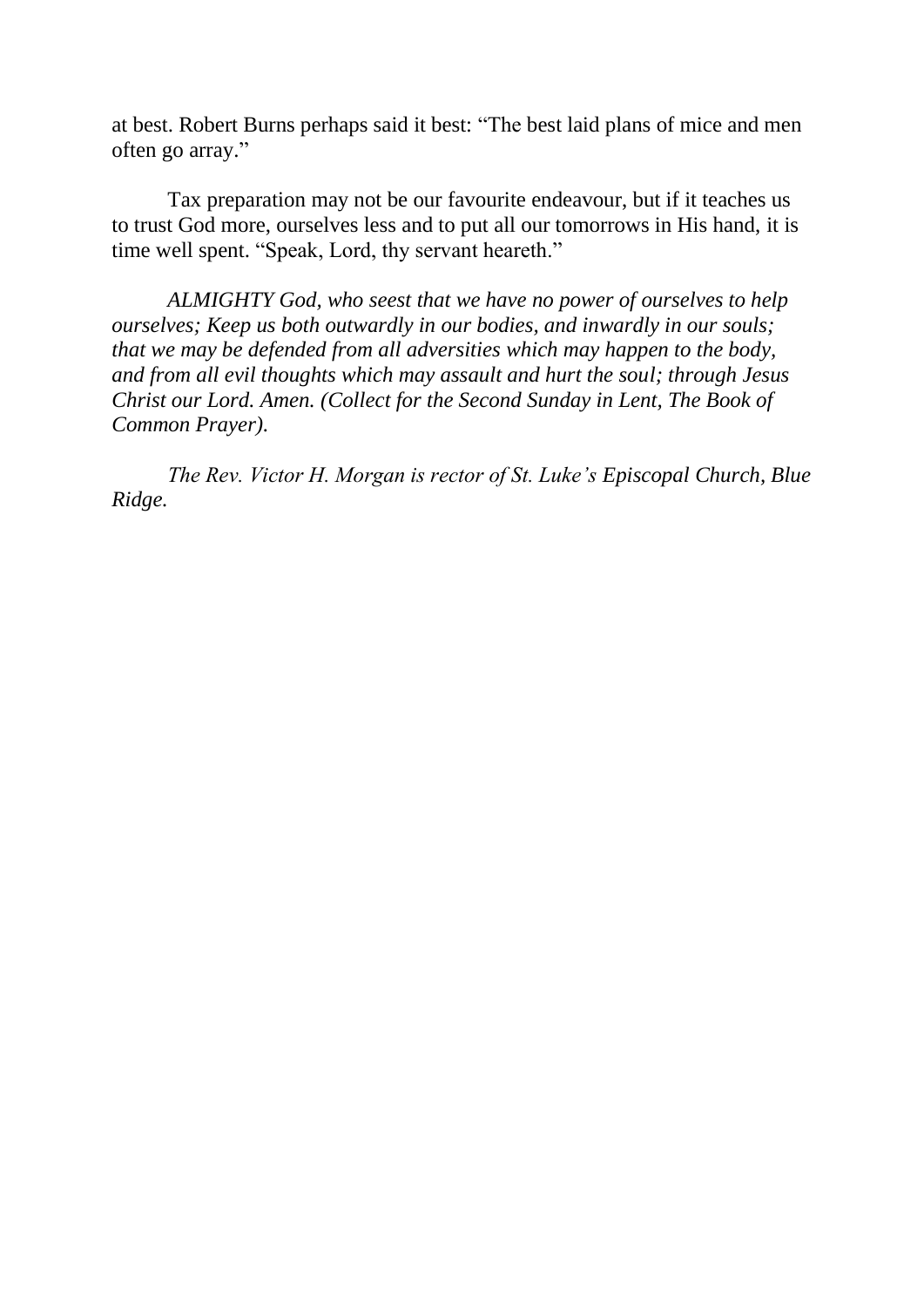at best. Robert Burns perhaps said it best: "The best laid plans of mice and men often go array."

Tax preparation may not be our favourite endeavour, but if it teaches us to trust God more, ourselves less and to put all our tomorrows in His hand, it is time well spent. "Speak, Lord, thy servant heareth."

*ALMIGHTY God, who seest that we have no power of ourselves to help ourselves; Keep us both outwardly in our bodies, and inwardly in our souls; that we may be defended from all adversities which may happen to the body, and from all evil thoughts which may assault and hurt the soul; through Jesus Christ our Lord. Amen. (Collect for the Second Sunday in Lent, The Book of Common Prayer).*

*The Rev. Victor H. Morgan is rector of St. Luke's Episcopal Church, Blue Ridge.*